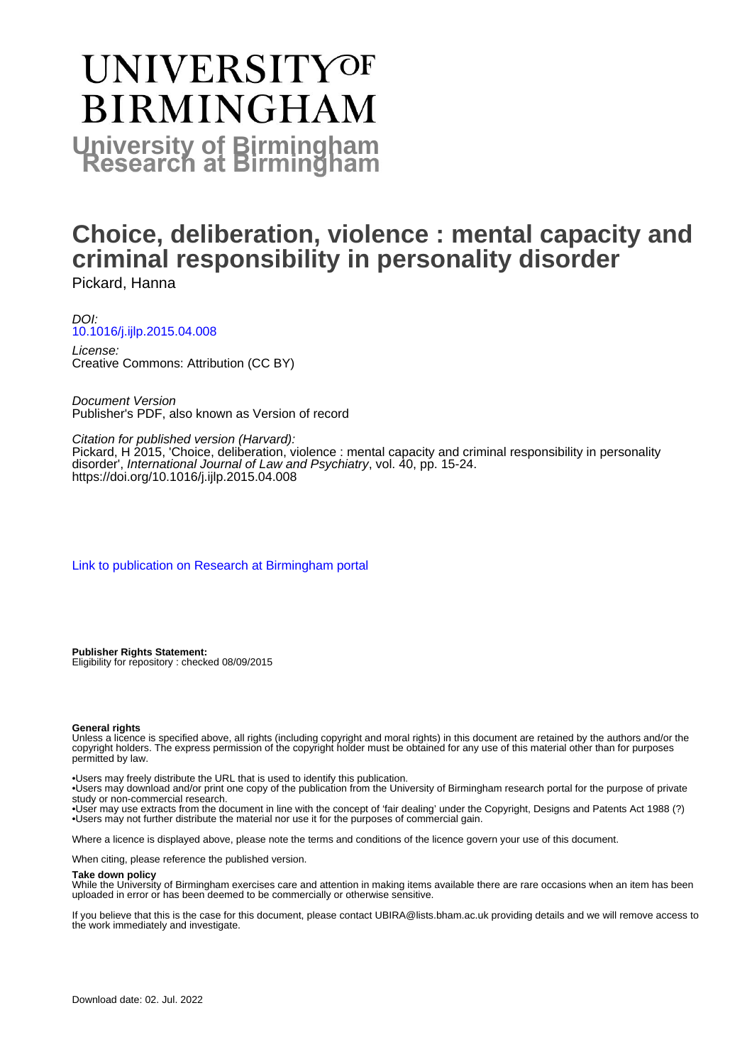# University of Birmingham Research at Birmingham

# Choice, deliberation, violence : mental capacity and criminal responsibility in personality disorder

Pickard, Hanna

*DOI:*
[10.1016/j.ijlp.2015.04.008](https://doi.org/10.1016/j.ijlp.2015.04.008)

*License:*
Creative Commons: Attribution (CC BY)

*Document Version*
Publisher's PDF, also known as Version of record

*Citation for published version (Harvard):*
Pickard, H 2015, 'Choice, deliberation, violence : mental capacity and criminal responsibility in personality disorder', *International Journal of Law and Psychiatry*, vol. 40, pp. 15-24.
https://doi.org/10.1016/j.ijlp.2015.04.008

[Link to publication on Research at Birmingham portal]

**Publisher Rights Statement:**
Eligibility for repository : checked 08/09/2015

**General rights**
Unless a licence is specified above, all rights (including copyright and moral rights) in this document are retained by the authors and/or the copyright holders. The express permission of the copyright holder must be obtained for any use of this material other than for purposes permitted by law.

•Users may freely distribute the URL that is used to identify this publication.
•Users may download and/or print one copy of the publication from the University of Birmingham research portal for the purpose of private study or non-commercial research.
•User may use extracts from the document in line with the concept of 'fair dealing' under the Copyright, Designs and Patents Act 1988 (?)
•Users may not further distribute the material nor use it for the purposes of commercial gain.

Where a licence is displayed above, please note the terms and conditions of the licence govern your use of this document.

When citing, please reference the published version.

**Take down policy**
While the University of Birmingham exercises care and attention in making items available there are rare occasions when an item has been uploaded in error or has been deemed to be commercially or otherwise sensitive.

If you believe that this is the case for this document, please contact UBIRA@lists.bham.ac.uk providing details and we will remove access to the work immediately and investigate.

Download date: 02. Jul. 2022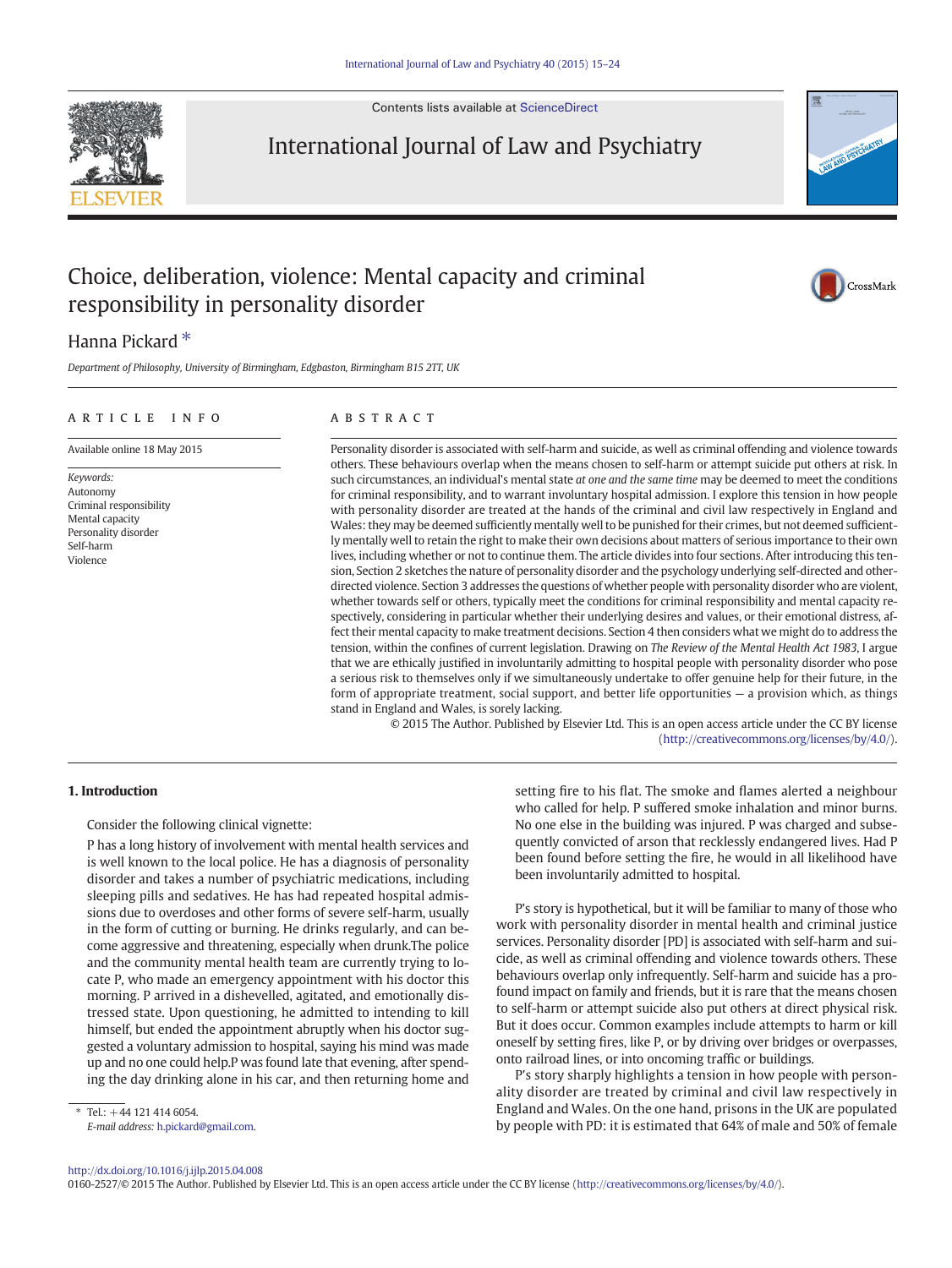# Choice, deliberation, violence: Mental capacity and criminal responsibility in personality disorder

Hanna Pickard *

*Department of Philosophy, University of Birmingham, Edgbaston, Birmingham B15 2TT, UK*

## ARTICLE INFO

Available online 18 May 2015

*Keywords:*
Autonomy
Criminal responsibility
Mental capacity
Personality disorder
Self-harm
Violence

## ABSTRACT

Personality disorder is associated with self-harm and suicide, as well as criminal offending and violence towards others. These behaviours overlap when the means chosen to self-harm or attempt suicide put others at risk. In such circumstances, an individual's mental state *at one and the same time* may be deemed to meet the conditions for criminal responsibility, and to warrant involuntary hospital admission. I explore this tension in how people with personality disorder are treated at the hands of the criminal and civil law respectively in England and Wales: they may be deemed sufficiently mentally well to be punished for their crimes, but not deemed sufficiently mentally well to retain the right to make their own decisions about matters of serious importance to their own lives, including whether or not to continue them. The article divides into four sections. After introducing this tension, Section 2 sketches the nature of personality disorder and the psychology underlying self-directed and other-directed violence. Section 3 addresses the questions of whether people with personality disorder who are violent, whether towards self or others, typically meet the conditions for criminal responsibility and mental capacity respectively, considering in particular whether their underlying desires and values, or their emotional distress, affect their mental capacity to make treatment decisions. Section 4 then considers what we might do to address the tension, within the confines of current legislation. Drawing on *The Review of the Mental Health Act 1983*, I argue that we are ethically justified in involuntarily admitting to hospital people with personality disorder who pose a serious risk to themselves only if we simultaneously undertake to offer genuine help for their future, in the form of appropriate treatment, social support, and better life opportunities — a provision which, as things stand in England and Wales, is sorely lacking.

© 2015 The Author. Published by Elsevier Ltd. This is an open access article under the CC BY license (http://creativecommons.org/licenses/by/4.0/).

## 1. Introduction

Consider the following clinical vignette:

P has a long history of involvement with mental health services and is well known to the local police. He has a diagnosis of personality disorder and takes a number of psychiatric medications, including sleeping pills and sedatives. He has had repeated hospital admissions due to overdoses and other forms of severe self-harm, usually in the form of cutting or burning. He drinks regularly, and can become aggressive and threatening, especially when drunk.The police and the community mental health team are currently trying to locate P, who made an emergency appointment with his doctor this morning. P arrived in a dishevelled, agitated, and emotionally distressed state. Upon questioning, he admitted to intending to kill himself, but ended the appointment abruptly when his doctor suggested a voluntary admission to hospital, saying his mind was made up and no one could help.P was found late that evening, after spending the day drinking alone in his car, and then returning home and setting fire to his flat. The smoke and flames alerted a neighbour who called for help. P suffered smoke inhalation and minor burns. No one else in the building was injured. P was charged and subsequently convicted of arson that recklessly endangered lives. Had P been found before setting the fire, he would in all likelihood have been involuntarily admitted to hospital.

P's story is hypothetical, but it will be familiar to many of those who work with personality disorder in mental health and criminal justice services. Personality disorder [PD] is associated with self-harm and suicide, as well as criminal offending and violence towards others. These behaviours overlap only infrequently. Self-harm and suicide has a profound impact on family and friends, but it is rare that the means chosen to self-harm or attempt suicide also put others at direct physical risk. But it does occur. Common examples include attempts to harm or kill oneself by setting fires, like P, or by driving over bridges or overpasses, onto railroad lines, or into oncoming traffic or buildings.

P's story sharply highlights a tension in how people with personality disorder are treated by criminal and civil law respectively in England and Wales. On the one hand, prisons in the UK are populated by people with PD: it is estimated that 64% of male and 50% of female

\* Tel.: +44 121 414 6054.
E-mail address: h.pickard@gmail.com.

http://dx.doi.org/10.1016/j.ijlp.2015.04.008
0160-2527/© 2015 The Author. Published by Elsevier Ltd. This is an open access article under the CC BY license (http://creativecommons.org/licenses/by/4.0/).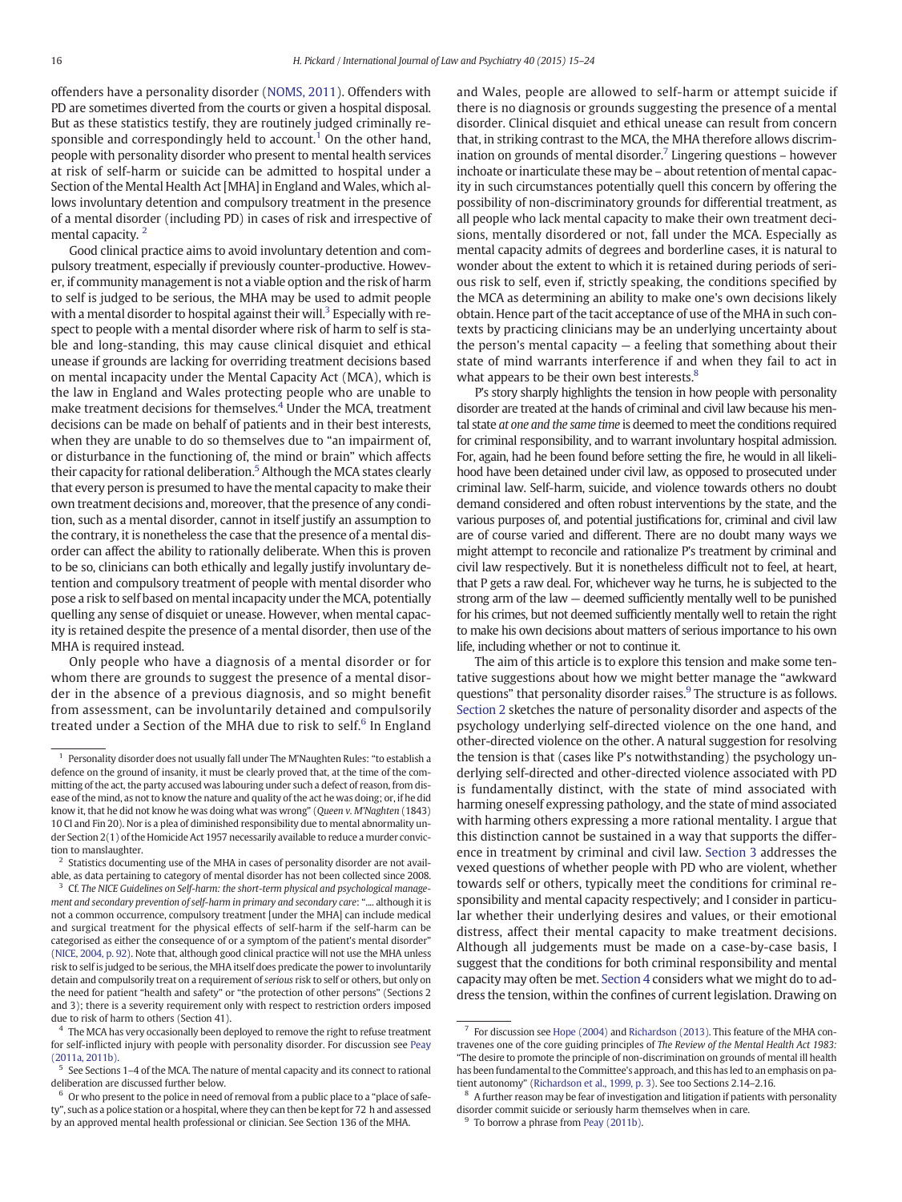offenders have a personality disorder (NOMS, 2011). Offenders with PD are sometimes diverted from the courts or given a hospital disposal. But as these statistics testify, they are routinely judged criminally responsible and correspondingly held to account.[1] On the other hand, people with personality disorder who present to mental health services at risk of self-harm or suicide can be admitted to hospital under a Section of the Mental Health Act [MHA] in England and Wales, which allows involuntary detention and compulsory treatment in the presence of a mental disorder (including PD) in cases of risk and irrespective of mental capacity.[2]

Good clinical practice aims to avoid involuntary detention and compulsory treatment, especially if previously counter-productive. However, if community management is not a viable option and the risk of harm to self is judged to be serious, the MHA may be used to admit people with a mental disorder to hospital against their will.[3] Especially with respect to people with a mental disorder where risk of harm to self is stable and long-standing, this may cause clinical disquiet and ethical unease if grounds are lacking for overriding treatment decisions based on mental incapacity under the Mental Capacity Act (MCA), which is the law in England and Wales protecting people who are unable to make treatment decisions for themselves.[4] Under the MCA, treatment decisions can be made on behalf of patients and in their best interests, when they are unable to do so themselves due to "an impairment of, or disturbance in the functioning of, the mind or brain" which affects their capacity for rational deliberation.[5] Although the MCA states clearly that every person is presumed to have the mental capacity to make their own treatment decisions and, moreover, that the presence of any condition, such as a mental disorder, cannot in itself justify an assumption to the contrary, it is nonetheless the case that the presence of a mental disorder can affect the ability to rationally deliberate. When this is proven to be so, clinicians can both ethically and legally justify involuntary detention and compulsory treatment of people with mental disorder who pose a risk to self based on mental incapacity under the MCA, potentially quelling any sense of disquiet or unease. However, when mental capacity is retained despite the presence of a mental disorder, then use of the MHA is required instead.

Only people who have a diagnosis of a mental disorder or for whom there are grounds to suggest the presence of a mental disorder in the absence of a previous diagnosis, and so might benefit from assessment, can be involuntarily detained and compulsorily treated under a Section of the MHA due to risk to self.[6] In England and Wales, people are allowed to self-harm or attempt suicide if there is no diagnosis or grounds suggesting the presence of a mental disorder. Clinical disquiet and ethical unease can result from concern that, in striking contrast to the MCA, the MHA therefore allows discrimination on grounds of mental disorder.[7] Lingering questions – however inchoate or inarticulate these may be – about retention of mental capacity in such circumstances potentially quell this concern by offering the possibility of non-discriminatory grounds for differential treatment, as all people who lack mental capacity to make their own treatment decisions, mentally disordered or not, fall under the MCA. Especially as mental capacity admits of degrees and borderline cases, it is natural to wonder about the extent to which it is retained during periods of serious risk to self, even if, strictly speaking, the conditions specified by the MCA as determining an ability to make one's own decisions likely obtain. Hence part of the tacit acceptance of use of the MHA in such contexts by practicing clinicians may be an underlying uncertainty about the person's mental capacity — a feeling that something about their state of mind warrants interference if and when they fail to act in what appears to be their own best interests.[8]

P's story sharply highlights the tension in how people with personality disorder are treated at the hands of criminal and civil law because his mental state *at one and the same time* is deemed to meet the conditions required for criminal responsibility, and to warrant involuntary hospital admission. For, again, had he been found before setting the fire, he would in all likelihood have been detained under civil law, as opposed to prosecuted under criminal law. Self-harm, suicide, and violence towards others no doubt demand considered and often robust interventions by the state, and the various purposes of, and potential justifications for, criminal and civil law are of course varied and different. There are no doubt many ways we might attempt to reconcile and rationalize P's treatment by criminal and civil law respectively. But it is nonetheless difficult not to feel, at heart, that P gets a raw deal. For, whichever way he turns, he is subjected to the strong arm of the law — deemed sufficiently mentally well to be punished for his crimes, but not deemed sufficiently mentally well to retain the right to make his own decisions about matters of serious importance to his own life, including whether or not to continue it.

The aim of this article is to explore this tension and make some tentative suggestions about how we might better manage the "awkward questions" that personality disorder raises.[9] The structure is as follows. Section 2 sketches the nature of personality disorder and aspects of the psychology underlying self-directed violence on the one hand, and other-directed violence on the other. A natural suggestion for resolving the tension is that (cases like P's notwithstanding) the psychology underlying self-directed and other-directed violence associated with PD is fundamentally distinct, with the state of mind associated with harming oneself expressing pathology, and the state of mind associated with harming others expressing a more rational mentality. I argue that this distinction cannot be sustained in a way that supports the difference in treatment by criminal and civil law. Section 3 addresses the vexed questions of whether people with PD who are violent, whether towards self or others, typically meet the conditions for criminal responsibility and mental capacity respectively; and I consider in particular whether their underlying desires and values, or their emotional distress, affect their mental capacity to make treatment decisions. Although all judgements must be made on a case-by-case basis, I suggest that the conditions for both criminal responsibility and mental capacity may often be met. Section 4 considers what we might do to address the tension, within the confines of current legislation. Drawing on

---

[1] Personality disorder does not usually fall under The M'Naughten Rules: "to establish a defence on the ground of insanity, it must be clearly proved that, at the time of the committing of the act, the party accused was labouring under such a defect of reason, from disease of the mind, as not to know the nature and quality of the act he was doing; or, if he did know it, that he did not know he was doing what was wrong" (*Queen v. M'Naghten* (1843) 10 Cl and Fin 20). Nor is a plea of diminished responsibility due to mental abnormality under Section 2(1) of the Homicide Act 1957 necessarily available to reduce a murder conviction to manslaughter.

[2] Statistics documenting use of the MHA in cases of personality disorder are not available, as data pertaining to category of mental disorder has not been collected since 2008.

[3] Cf. *The NICE Guidelines on Self-harm: the short-term physical and psychological management and secondary prevention of self-harm in primary and secondary care*: ".... although it is not a common occurrence, compulsory treatment [under the MHA] can include medical and surgical treatment for the physical effects of self-harm if the self-harm can be categorised as either the consequence of or a symptom of the patient's mental disorder" (NICE, 2004, p. 92). Note that, although good clinical practice will not use the MHA unless risk to self is judged to be serious, the MHA itself does predicate the power to involuntarily detain and compulsorily treat on a requirement of *serious* risk to self or others, but only on the need for patient "health and safety" or "the protection of other persons" (Sections 2 and 3); there is a severity requirement only with respect to restriction orders imposed due to risk of harm to others (Section 41).

[4] The MCA has very occasionally been deployed to remove the right to refuse treatment for self-inflicted injury with people with personality disorder. For discussion see Peay (2011a, 2011b).

[5] See Sections 1–4 of the MCA. The nature of mental capacity and its connect to rational deliberation are discussed further below.

[6] Or who present to the police in need of removal from a public place to a "place of safety", such as a police station or a hospital, where they can then be kept for 72 h and assessed by an approved mental health professional or clinician. See Section 136 of the MHA.

[7] For discussion see Hope (2004) and Richardson (2013). This feature of the MHA contravenes one of the core guiding principles of *The Review of the Mental Health Act 1983:* "The desire to promote the principle of non-discrimination on grounds of mental ill health has been fundamental to the Committee's approach, and this has led to an emphasis on patient autonomy" (Richardson et al., 1999, p. 3). See too Sections 2.14–2.16.

[8] A further reason may be fear of investigation and litigation if patients with personality disorder commit suicide or seriously harm themselves when in care.

[9] To borrow a phrase from Peay (2011b).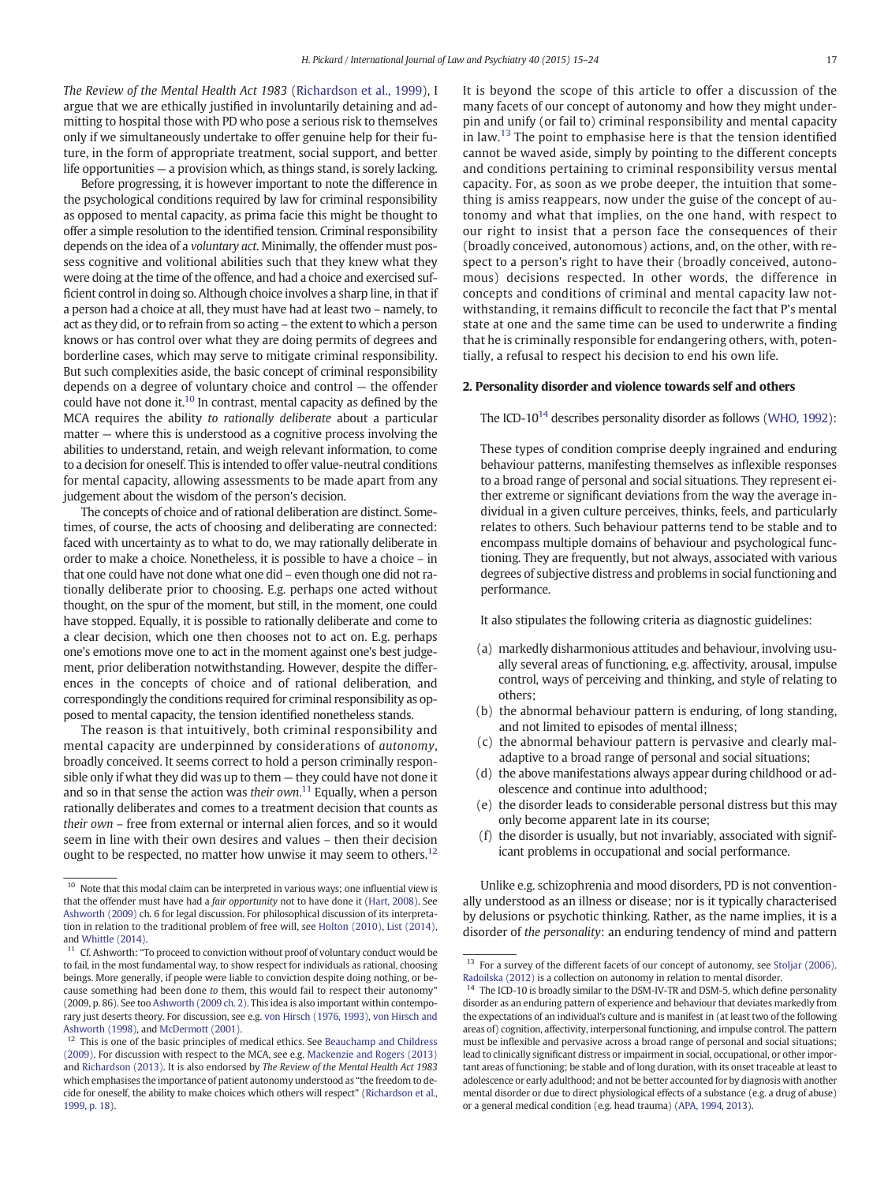*The Review of the Mental Health Act 1983* (Richardson et al., 1999), I argue that we are ethically justified in involuntarily detaining and admitting to hospital those with PD who pose a serious risk to themselves only if we simultaneously undertake to offer genuine help for their future, in the form of appropriate treatment, social support, and better life opportunities — a provision which, as things stand, is sorely lacking.

Before progressing, it is however important to note the difference in the psychological conditions required by law for criminal responsibility as opposed to mental capacity, as prima facie this might be thought to offer a simple resolution to the identified tension. Criminal responsibility depends on the idea of a *voluntary act*. Minimally, the offender must possess cognitive and volitional abilities such that they knew what they were doing at the time of the offence, and had a choice and exercised sufficient control in doing so. Although choice involves a sharp line, in that if a person had a choice at all, they must have had at least two – namely, to act as they did, or to refrain from so acting – the extent to which a person knows or has control over what they are doing permits of degrees and borderline cases, which may serve to mitigate criminal responsibility. But such complexities aside, the basic concept of criminal responsibility depends on a degree of voluntary choice and control — the offender could have not done it.[10] In contrast, mental capacity as defined by the MCA requires the ability *to rationally deliberate* about a particular matter — where this is understood as a cognitive process involving the abilities to understand, retain, and weigh relevant information, to come to a decision for oneself. This is intended to offer value-neutral conditions for mental capacity, allowing assessments to be made apart from any judgement about the wisdom of the person's decision.

The concepts of choice and of rational deliberation are distinct. Sometimes, of course, the acts of choosing and deliberating are connected: faced with uncertainty as to what to do, we may rationally deliberate in order to make a choice. Nonetheless, it is possible to have a choice – in that one could have not done what one did – even though one did not rationally deliberate prior to choosing. E.g. perhaps one acted without thought, on the spur of the moment, but still, in the moment, one could have stopped. Equally, it is possible to rationally deliberate and come to a clear decision, which one then chooses not to act on. E.g. perhaps one's emotions move one to act in the moment against one's best judgement, prior deliberation notwithstanding. However, despite the differences in the concepts of choice and of rational deliberation, and correspondingly the conditions required for criminal responsibility as opposed to mental capacity, the tension identified nonetheless stands.

The reason is that intuitively, both criminal responsibility and mental capacity are underpinned by considerations of *autonomy*, broadly conceived. It seems correct to hold a person criminally responsible only if what they did was up to them — they could have not done it and so in that sense the action was *their own*.[11] Equally, when a person rationally deliberates and comes to a treatment decision that counts as *their own* – free from external or internal alien forces, and so it would seem in line with their own desires and values – then their decision ought to be respected, no matter how unwise it may seem to others.[12]

It is beyond the scope of this article to offer a discussion of the many facets of our concept of autonomy and how they might underpin and unify (or fail to) criminal responsibility and mental capacity in law.[13] The point to emphasise here is that the tension identified cannot be waved aside, simply by pointing to the different concepts and conditions pertaining to criminal responsibility versus mental capacity. For, as soon as we probe deeper, the intuition that something is amiss reappears, now under the guise of the concept of autonomy and what that implies, on the one hand, with respect to our right to insist that a person face the consequences of their (broadly conceived, autonomous) actions, and, on the other, with respect to a person's right to have their (broadly conceived, autonomous) decisions respected. In other words, the difference in concepts and conditions of criminal and mental capacity law notwithstanding, it remains difficult to reconcile the fact that P's mental state at one and the same time can be used to underwrite a finding that he is criminally responsible for endangering others, with, potentially, a refusal to respect his decision to end his own life.

## 2. Personality disorder and violence towards self and others

The ICD-10[14] describes personality disorder as follows (WHO, 1992):

> These types of condition comprise deeply ingrained and enduring behaviour patterns, manifesting themselves as inflexible responses to a broad range of personal and social situations. They represent either extreme or significant deviations from the way the average individual in a given culture perceives, thinks, feels, and particularly relates to others. Such behaviour patterns tend to be stable and to encompass multiple domains of behaviour and psychological functioning. They are frequently, but not always, associated with various degrees of subjective distress and problems in social functioning and performance.

It also stipulates the following criteria as diagnostic guidelines:

(a) markedly disharmonious attitudes and behaviour, involving usually several areas of functioning, e.g. affectivity, arousal, impulse control, ways of perceiving and thinking, and style of relating to others;
(b) the abnormal behaviour pattern is enduring, of long standing, and not limited to episodes of mental illness;
(c) the abnormal behaviour pattern is pervasive and clearly maladaptive to a broad range of personal and social situations;
(d) the above manifestations always appear during childhood or adolescence and continue into adulthood;
(e) the disorder leads to considerable personal distress but this may only become apparent late in its course;
(f) the disorder is usually, but not invariably, associated with significant problems in occupational and social performance.

Unlike e.g. schizophrenia and mood disorders, PD is not conventionally understood as an illness or disease; nor is it typically characterised by delusions or psychotic thinking. Rather, as the name implies, it is a disorder of *the personality*: an enduring tendency of mind and pattern

---

[10] Note that this modal claim can be interpreted in various ways; one influential view is that the offender must have had a *fair opportunity* not to have done it (Hart, 2008). See Ashworth (2009) ch. 6 for legal discussion. For philosophical discussion of its interpretation in relation to the traditional problem of free will, see Holton (2010), List (2014), and Whittle (2014).

[11] Cf. Ashworth: "To proceed to conviction without proof of voluntary conduct would be to fail, in the most fundamental way, to show respect for individuals as rational, choosing beings. More generally, if people were liable to conviction despite doing nothing, or because something had been done *to* them, this would fail to respect their autonomy" (2009, p. 86). See too Ashworth (2009 ch. 2). This idea is also important within contemporary just deserts theory. For discussion, see e.g. von Hirsch (1976, 1993), von Hirsch and Ashworth (1998), and McDermott (2001).

[12] This is one of the basic principles of medical ethics. See Beauchamp and Childress (2009). For discussion with respect to the MCA, see e.g. Mackenzie and Rogers (2013) and Richardson (2013). It is also endorsed by *The Review of the Mental Health Act 1983* which emphasises the importance of patient autonomy understood as "the freedom to decide for oneself, the ability to make choices which others will respect" (Richardson et al., 1999, p. 18).

[13] For a survey of the different facets of our concept of autonomy, see Stoljar (2006). Radoilska (2012) is a collection on autonomy in relation to mental disorder.

[14] The ICD-10 is broadly similar to the DSM-IV-TR and DSM-5, which define personality disorder as an enduring pattern of experience and behaviour that deviates markedly from the expectations of an individual's culture and is manifest in (at least two of the following areas of) cognition, affectivity, interpersonal functioning, and impulse control. The pattern must be inflexible and pervasive across a broad range of personal and social situations; lead to clinically significant distress or impairment in social, occupational, or other important areas of functioning; be stable and of long duration, with its onset traceable at least to adolescence or early adulthood; and not be better accounted for by diagnosis with another mental disorder or due to direct physiological effects of a substance (e.g. a drug of abuse) or a general medical condition (e.g. head trauma) (APA, 1994, 2013).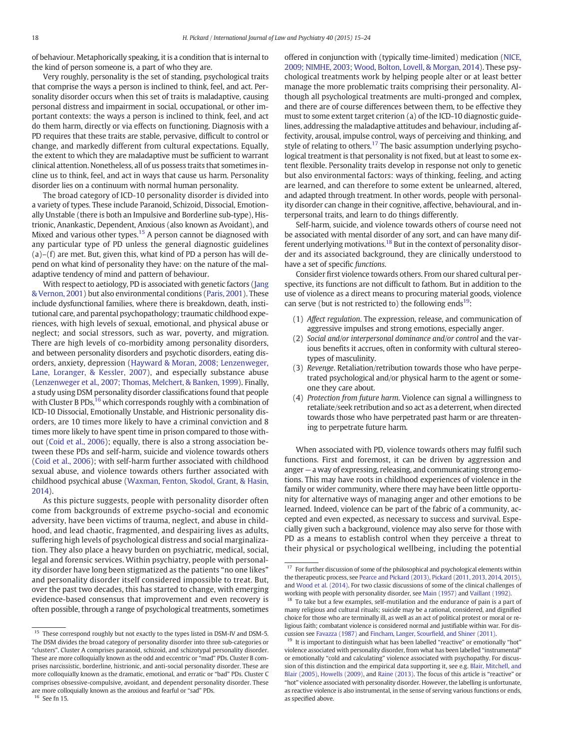of behaviour. Metaphorically speaking, it is a condition that is internal to the kind of person someone is, a part of who they are.

Very roughly, personality is the set of standing, psychological traits that comprise the ways a person is inclined to think, feel, and act. Personality disorder occurs when this set of traits is maladaptive, causing personal distress and impairment in social, occupational, or other important contexts: the ways a person is inclined to think, feel, and act do them harm, directly or via effects on functioning. Diagnosis with a PD requires that these traits are stable, pervasive, difficult to control or change, and markedly different from cultural expectations. Equally, the extent to which they are maladaptive must be sufficient to warrant clinical attention. Nonetheless, all of us possess traits that sometimes incline us to think, feel, and act in ways that cause us harm. Personality disorder lies on a continuum with normal human personality.

The broad category of ICD-10 personality disorder is divided into a variety of types. These include Paranoid, Schizoid, Dissocial, Emotionally Unstable (there is both an Impulsive and Borderline sub-type), Histrionic, Anankastic, Dependent, Anxious (also known as Avoidant), and Mixed and various other types.[15] A person cannot be diagnosed with any particular type of PD unless the general diagnostic guidelines (a)–(f) are met. But, given this, what kind of PD a person has will depend on what kind of personality they have: on the nature of the maladaptive tendency of mind and pattern of behaviour.

With respect to aetiology, PD is associated with genetic factors (Jang & Vernon, 2001) but also environmental conditions (Paris, 2001). These include dysfunctional families, where there is breakdown, death, institutional care, and parental psychopathology; traumatic childhood experiences, with high levels of sexual, emotional, and physical abuse or neglect; and social stressors, such as war, poverty, and migration. There are high levels of co-morbidity among personality disorders, and between personality disorders and psychotic disorders, eating disorders, anxiety, depression (Hayward & Moran, 2008; Lenzenweger, Lane, Loranger, & Kessler, 2007), and especially substance abuse (Lenzenweger et al., 2007; Thomas, Melchert, & Banken, 1999). Finally, a study using DSM personality disorder classifications found that people with Cluster B PDs,[16] which corresponds roughly with a combination of ICD-10 Dissocial, Emotionally Unstable, and Histrionic personality disorders, are 10 times more likely to have a criminal conviction and 8 times more likely to have spent time in prison compared to those without (Coid et al., 2006); equally, there is also a strong association between these PDs and self-harm, suicide and violence towards others (Coid et al., 2006); with self-harm further associated with childhood sexual abuse, and violence towards others further associated with childhood psychical abuse (Waxman, Fenton, Skodol, Grant, & Hasin, 2014).

As this picture suggests, people with personality disorder often come from backgrounds of extreme psycho-social and economic adversity, have been victims of trauma, neglect, and abuse in childhood, and lead chaotic, fragmented, and despairing lives as adults, suffering high levels of psychological distress and social marginalization. They also place a heavy burden on psychiatric, medical, social, legal and forensic services. Within psychiatry, people with personality disorder have long been stigmatized as the patients "no one likes" and personality disorder itself considered impossible to treat. But, over the past two decades, this has started to change, with emerging evidence-based consensus that improvement and even recovery is often possible, through a range of psychological treatments, sometimes offered in conjunction with (typically time-limited) medication (NICE, 2009; NIMHE, 2003; Wood, Bolton, Lovell, & Morgan, 2014). These psychological treatments work by helping people alter or at least better manage the more problematic traits comprising their personality. Although all psychological treatments are multi-pronged and complex, and there are of course differences between them, to be effective they must to some extent target criterion (a) of the ICD-10 diagnostic guidelines, addressing the maladaptive attitudes and behaviour, including affectivity, arousal, impulse control, ways of perceiving and thinking, and style of relating to others.[17] The basic assumption underlying psychological treatment is that personality is not fixed, but at least to some extent flexible. Personality traits develop in response not only to genetic but also environmental factors: ways of thinking, feeling, and acting are learned, and can therefore to some extent be unlearned, altered, and adapted through treatment. In other words, people with personality disorder can change in their cognitive, affective, behavioural, and interpersonal traits, and learn to do things differently.

Self-harm, suicide, and violence towards others of course need not be associated with mental disorder of any sort, and can have many different underlying motivations.[18] But in the context of personality disorder and its associated background, they are clinically understood to have a set of specific *functions*.

Consider first violence towards others. From our shared cultural perspective, its functions are not difficult to fathom. But in addition to the use of violence as a direct means to procuring material goods, violence can serve (but is not restricted to) the following ends[19]:

(1) *Affect regulation*. The expression, release, and communication of aggressive impulses and strong emotions, especially anger.
(2) *Social and/or interpersonal dominance and/or control* and the various benefits it accrues, often in conformity with cultural stereotypes of masculinity.
(3) *Revenge*. Retaliation/retribution towards those who have perpetrated psychological and/or physical harm to the agent or someone they care about.
(4) *Protection from future harm*. Violence can signal a willingness to retaliate/seek retribution and so act as a deterrent, when directed towards those who have perpetrated past harm or are threatening to perpetrate future harm.

When associated with PD, violence towards others may fulfil such functions. First and foremost, it can be driven by aggression and anger — a way of expressing, releasing, and communicating strong emotions. This may have roots in childhood experiences of violence in the family or wider community, where there may have been little opportunity for alternative ways of managing anger and other emotions to be learned. Indeed, violence can be part of the fabric of a community, accepted and even expected, as necessary to success and survival. Especially given such a background, violence may also serve for those with PD as a means to establish control when they perceive a threat to their physical or psychological wellbeing, including the potential

---

[15] These correspond roughly but not exactly to the types listed in DSM-IV and DSM-5. The DSM divides the broad category of personality disorder into three sub-categories or "clusters". Cluster A comprises paranoid, schizoid, and schizotypal personality disorder. These are more colloquially known as the odd and eccentric or "mad" PDs. Cluster B comprises narcissistic, borderline, histrionic, and anti-social personality disorder. These are more colloquially known as the dramatic, emotional, and erratic or "bad" PDs. Cluster C comprises obsessive-compulsive, avoidant, and dependent personality disorder. These are more colloquially known as the anxious and fearful or "sad" PDs.

[16] See fn 15.

[17] For further discussion of some of the philosophical and psychological elements within the therapeutic process, see Pearce and Pickard (2013), Pickard (2011, 2013, 2014, 2015), and Wood et al. (2014). For two classic discussions of some of the clinical challenges of working with people with personality disorder, see Main (1957) and Vaillant (1992).

[18] To take but a few examples, self-mutilation and the endurance of pain is a part of many religious and cultural rituals; suicide may be a rational, considered, and dignified choice for those who are terminally ill, as well as an act of political protest or moral or religious faith; combatant violence is considered normal and justifiable within war. For discussion see Favazza (1987) and Fincham, Langer, Scourfield, and Shiner (2011).

[19] It is important to distinguish what has been labelled "reactive" or emotionally "hot" violence associated with personality disorder, from what has been labelled "instrumental" or emotionally "cold and calculating" violence associated with psychopathy. For discussion of this distinction and the empirical data supporting it, see e.g. Blair, Mitchell, and Blair (2005), Howells (2009), and Raine (2013). The focus of this article is "reactive" or "hot" violence associated with personality disorder. However, the labelling is unfortunate, as reactive violence is also instrumental, in the sense of serving various functions or ends, as specified above.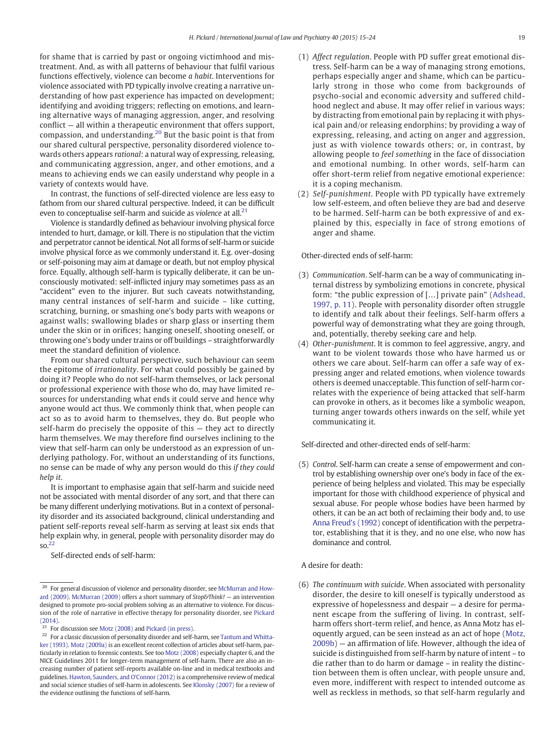for shame that is carried by past or ongoing victimhood and mistreatment. And, as with all patterns of behaviour that fulfil various functions effectively, violence can become *a habit*. Interventions for violence associated with PD typically involve creating a narrative understanding of how past experience has impacted on development; identifying and avoiding triggers; reflecting on emotions, and learning alternative ways of managing aggression, anger, and resolving conflict — all within a therapeutic environment that offers support, compassion, and understanding.[20] But the basic point is that from our shared cultural perspective, personality disordered violence towards others appears *rational*: a natural way of expressing, releasing, and communicating aggression, anger, and other emotions, and a means to achieving ends we can easily understand why people in a variety of contexts would have.

In contrast, the functions of self-directed violence are less easy to fathom from our shared cultural perspective. Indeed, it can be difficult even to conceptualise self-harm and suicide as *violence* at all.[21]

Violence is standardly defined as behaviour involving physical force intended to hurt, damage, or kill. There is no stipulation that the victim and perpetrator cannot be identical. Not all forms of self-harm or suicide involve physical force as we commonly understand it. E.g. over-dosing or self-poisoning may aim at damage or death, but not employ physical force. Equally, although self-harm is typically deliberate, it can be unconsciously motivated: self-inflicted injury may sometimes pass as an "accident" even to the injurer. But such caveats notwithstanding, many central instances of self-harm and suicide – like cutting, scratching, burning, or smashing one's body parts with weapons or against walls; swallowing blades or sharp glass or inserting them under the skin or in orifices; hanging oneself, shooting oneself, or throwing one's body under trains or off buildings – straightforwardly meet the standard definition of violence.

From our shared cultural perspective, such behaviour can seem the epitome of *irrationality*. For what could possibly be gained by doing it? People who do not self-harm themselves, or lack personal or professional experience with those who do, may have limited resources for understanding what ends it could serve and hence why anyone would act thus. We commonly think that, when people can act so as to avoid harm to themselves, they do. But people who self-harm do precisely the opposite of this — they act to directly harm themselves. We may therefore find ourselves inclining to the view that self-harm can only be understood as an expression of underlying pathology. For, without an understanding of its functions, no sense can be made of why any person would do this *if they could help it*.

It is important to emphasise again that self-harm and suicide need not be associated with mental disorder of any sort, and that there can be many different underlying motivations. But in a context of personality disorder and its associated background, clinical understanding and patient self-reports reveal self-harm as serving at least six ends that help explain why, in general, people with personality disorder may do so.[22]

Self-directed ends of self-harm:

(1) *Affect regulation*. People with PD suffer great emotional distress. Self-harm can be a way of managing strong emotions, perhaps especially anger and shame, which can be particularly strong in those who come from backgrounds of psycho-social and economic adversity and suffered childhood neglect and abuse. It may offer relief in various ways: by distracting from emotional pain by replacing it with physical pain and/or releasing endorphins; by providing a way of expressing, releasing, and acting on anger and aggression, just as with violence towards others; or, in contrast, by allowing people to *feel something* in the face of dissociation and emotional numbing. In other words, self-harm can offer short-term relief from negative emotional experience: it is a coping mechanism.

(2) *Self-punishment*. People with PD typically have extremely low self-esteem, and often believe they are bad and deserve to be harmed. Self-harm can be both expressive of and explained by this, especially in face of strong emotions of anger and shame.

Other-directed ends of self-harm:

(3) *Communication*. Self-harm can be a way of communicating internal distress by symbolizing emotions in concrete, physical form: "the public expression of [...] private pain" (Adshead, 1997, p. 11). People with personality disorder often struggle to identify and talk about their feelings. Self-harm offers a powerful way of demonstrating what they are going through, and, potentially, thereby seeking care and help.

(4) *Other-punishment*. It is common to feel aggressive, angry, and want to be violent towards those who have harmed us or others we care about. Self-harm can offer a safe way of expressing anger and related emotions, when violence towards others is deemed unacceptable. This function of self-harm correlates with the experience of being attacked that self-harm can provoke in others, as it becomes like a symbolic weapon, turning anger towards others inwards on the self, while yet communicating it.

Self-directed and other-directed ends of self-harm:

(5) *Control*. Self-harm can create a sense of empowerment and control by establishing ownership over one's body in face of the experience of being helpless and violated. This may be especially important for those with childhood experience of physical and sexual abuse. For people whose bodies have been harmed by others, it can be an act both of reclaiming their body and, to use Anna Freud's (1992) concept of identification with the perpetrator, establishing that it is they, and no one else, who now has dominance and control.

A desire for death:

(6) *The continuum with suicide*. When associated with personality disorder, the desire to kill oneself is typically understood as expressive of hopelessness and despair — a desire for permanent escape from the suffering of living. In contrast, self-harm offers short-term relief, and hence, as Anna Motz has eloquently argued, can be seen instead as an act of hope (Motz, 2009b) — an affirmation of life. However, although the idea of suicide is distinguished from self-harm by nature of intent – to die rather than to do harm or damage – in reality the distinction between them is often unclear, with people unsure and, even more, indifferent with respect to intended outcome as well as reckless in methods, so that self-harm regularly and

---

[20] For general discussion of violence and personality disorder, see McMurran and Howard (2009). McMurran (2009) offers a short summary of *Stop&Think!* — an intervention designed to promote pro-social problem solving as an alternative to violence. For discussion of the role of narrative in effective therapy for personality disorder, see Pickard (2014).

[21] For discussion see Motz (2008) and Pickard (in press).

[22] For a classic discussion of personality disorder and self-harm, see Tantum and Whittaker (1993). Motz (2009a) is an excellent recent collection of articles about self-harm, particularly in relation to forensic contexts. See too Motz (2008) especially chapter 6, and the NICE Guidelines 2011 for longer-term management of self-harm. There are also an increasing number of patient self-reports available on-line and in medical textbooks and guidelines. Hawton, Saunders, and O'Connor (2012) is a comprehensive review of medical and social science studies of self-harm in adolescents. See Klonsky (2007) for a review of the evidence outlining the functions of self-harm.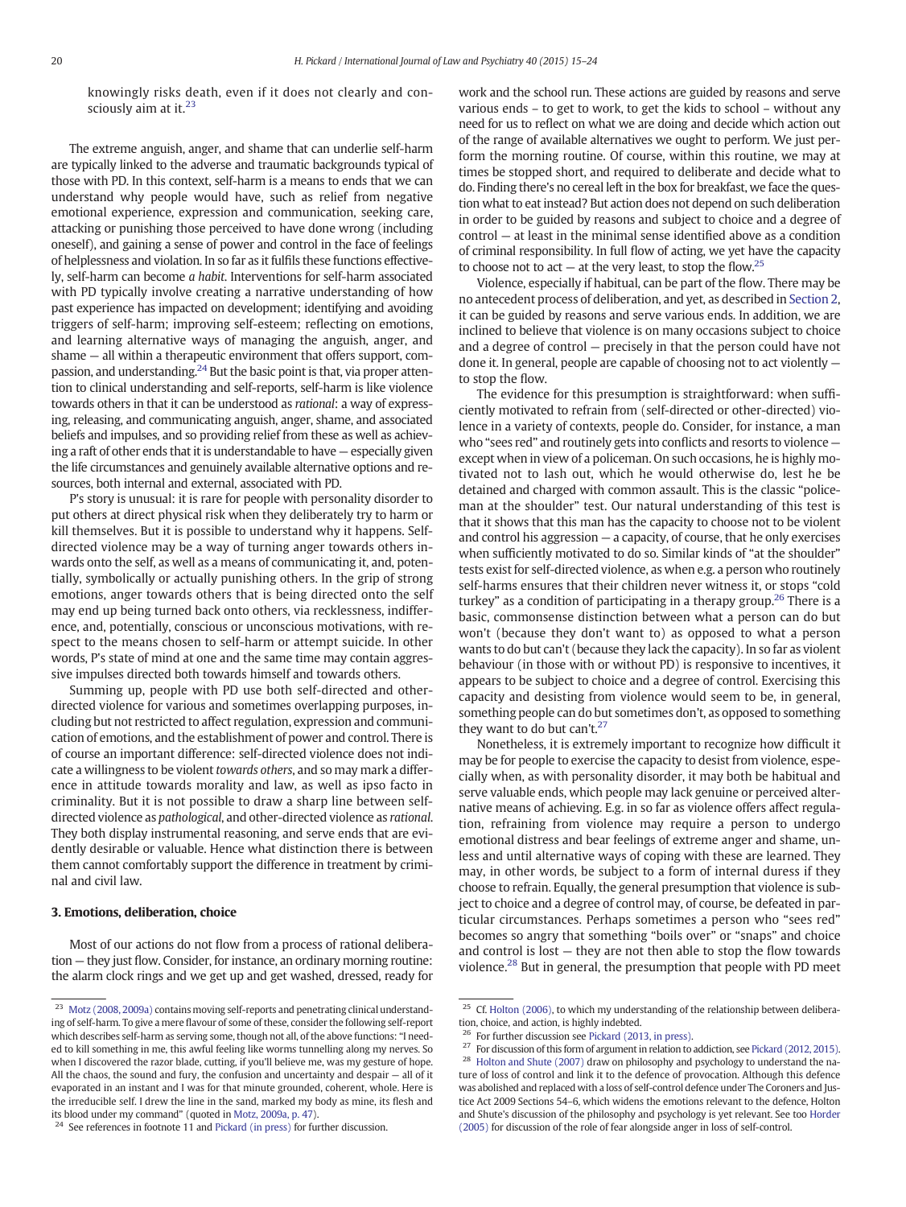knowingly risks death, even if it does not clearly and consciously aim at it.[23]

The extreme anguish, anger, and shame that can underlie self-harm are typically linked to the adverse and traumatic backgrounds typical of those with PD. In this context, self-harm is a means to ends that we can understand why people would have, such as relief from negative emotional experience, expression and communication, seeking care, attacking or punishing those perceived to have done wrong (including oneself), and gaining a sense of power and control in the face of feelings of helplessness and violation. In so far as it fulfils these functions effectively, self-harm can become *a habit*. Interventions for self-harm associated with PD typically involve creating a narrative understanding of how past experience has impacted on development; identifying and avoiding triggers of self-harm; improving self-esteem; reflecting on emotions, and learning alternative ways of managing the anguish, anger, and shame — all within a therapeutic environment that offers support, compassion, and understanding.[24] But the basic point is that, via proper attention to clinical understanding and self-reports, self-harm is like violence towards others in that it can be understood as *rational*: a way of expressing, releasing, and communicating anguish, anger, shame, and associated beliefs and impulses, and so providing relief from these as well as achieving a raft of other ends that it is understandable to have — especially given the life circumstances and genuinely available alternative options and resources, both internal and external, associated with PD.

P's story is unusual: it is rare for people with personality disorder to put others at direct physical risk when they deliberately try to harm or kill themselves. But it is possible to understand why it happens. Self-directed violence may be a way of turning anger towards others inwards onto the self, as well as a means of communicating it, and, potentially, symbolically or actually punishing others. In the grip of strong emotions, anger towards others that is being directed onto the self may end up being turned back onto others, via recklessness, indifference, and, potentially, conscious or unconscious motivations, with respect to the means chosen to self-harm or attempt suicide. In other words, P's state of mind at one and the same time may contain aggressive impulses directed both towards himself and towards others.

Summing up, people with PD use both self-directed and other-directed violence for various and sometimes overlapping purposes, including but not restricted to affect regulation, expression and communication of emotions, and the establishment of power and control. There is of course an important difference: self-directed violence does not indicate a willingness to be violent *towards others*, and so may mark a difference in attitude towards morality and law, as well as ipso facto in criminality. But it is not possible to draw a sharp line between self-directed violence as *pathological*, and other-directed violence as *rational*. They both display instrumental reasoning, and serve ends that are evidently desirable or valuable. Hence what distinction there is between them cannot comfortably support the difference in treatment by criminal and civil law.

## 3. Emotions, deliberation, choice

Most of our actions do not flow from a process of rational deliberation — they just flow. Consider, for instance, an ordinary morning routine: the alarm clock rings and we get up and get washed, dressed, ready for work and the school run. These actions are guided by reasons and serve various ends – to get to work, to get the kids to school – without any need for us to reflect on what we are doing and decide which action out of the range of available alternatives we ought to perform. We just perform the morning routine. Of course, within this routine, we may at times be stopped short, and required to deliberate and decide what to do. Finding there's no cereal left in the box for breakfast, we face the question what to eat instead? But action does not depend on such deliberation in order to be guided by reasons and subject to choice and a degree of control — at least in the minimal sense identified above as a condition of criminal responsibility. In full flow of acting, we yet have the capacity to choose not to act — at the very least, to stop the flow.[25]

Violence, especially if habitual, can be part of the flow. There may be no antecedent process of deliberation, and yet, as described in Section 2, it can be guided by reasons and serve various ends. In addition, we are inclined to believe that violence is on many occasions subject to choice and a degree of control — precisely in that the person could have not done it. In general, people are capable of choosing not to act violently — to stop the flow.

The evidence for this presumption is straightforward: when sufficiently motivated to refrain from (self-directed or other-directed) violence in a variety of contexts, people do. Consider, for instance, a man who "sees red" and routinely gets into conflicts and resorts to violence — except when in view of a policeman. On such occasions, he is highly motivated not to lash out, which he would otherwise do, lest he be detained and charged with common assault. This is the classic "policeman at the shoulder" test. Our natural understanding of this test is that it shows that this man has the capacity to choose not to be violent and control his aggression — a capacity, of course, that he only exercises when sufficiently motivated to do so. Similar kinds of "at the shoulder" tests exist for self-directed violence, as when e.g. a person who routinely self-harms ensures that their children never witness it, or stops "cold turkey" as a condition of participating in a therapy group.[26] There is a basic, commonsense distinction between what a person can do but won't (because they don't want to) as opposed to what a person wants to do but can't (because they lack the capacity). In so far as violent behaviour (in those with or without PD) is responsive to incentives, it appears to be subject to choice and a degree of control. Exercising this capacity and desisting from violence would seem to be, in general, something people can do but sometimes don't, as opposed to something they want to do but can't.[27]

Nonetheless, it is extremely important to recognize how difficult it may be for people to exercise the capacity to desist from violence, especially when, as with personality disorder, it may both be habitual and serve valuable ends, which people may lack genuine or perceived alternative means of achieving. E.g. in so far as violence offers affect regulation, refraining from violence may require a person to undergo emotional distress and bear feelings of extreme anger and shame, unless and until alternative ways of coping with these are learned. They may, in other words, be subject to a form of internal duress if they choose to refrain. Equally, the general presumption that violence is subject to choice and a degree of control may, of course, be defeated in particular circumstances. Perhaps sometimes a person who "sees red" becomes so angry that something "boils over" or "snaps" and choice and control is lost — they are not then able to stop the flow towards violence.[28] But in general, the presumption that people with PD meet

---

[23] Motz (2008, 2009a) contains moving self-reports and penetrating clinical understanding of self-harm. To give a mere flavour of some of these, consider the following self-report which describes self-harm as serving some, though not all, of the above functions: "I needed to kill something in me, this awful feeling like worms tunnelling along my nerves. So when I discovered the razor blade, cutting, if you'll believe me, was my gesture of hope. All the chaos, the sound and fury, the confusion and uncertainty and despair — all of it evaporated in an instant and I was for that minute grounded, coherent, whole. Here is the irreducible self. I drew the line in the sand, marked my body as mine, its flesh and its blood under my command" (quoted in Motz, 2009a, p. 47).

[24] See references in footnote 11 and Pickard (in press) for further discussion.

[25] Cf. Holton (2006), to which my understanding of the relationship between deliberation, choice, and action, is highly indebted.

[26] For further discussion see Pickard (2013, in press).

[27] For discussion of this form of argument in relation to addiction, see Pickard (2012, 2015).

[28] Holton and Shute (2007) draw on philosophy and psychology to understand the nature of loss of control and link it to the defence of provocation. Although this defence was abolished and replaced with a loss of self-control defence under The Coroners and Justice Act 2009 Sections 54–6, which widens the emotions relevant to the defence, Holton and Shute's discussion of the philosophy and psychology is yet relevant. See too Horder (2005) for discussion of the role of fear alongside anger in loss of self-control.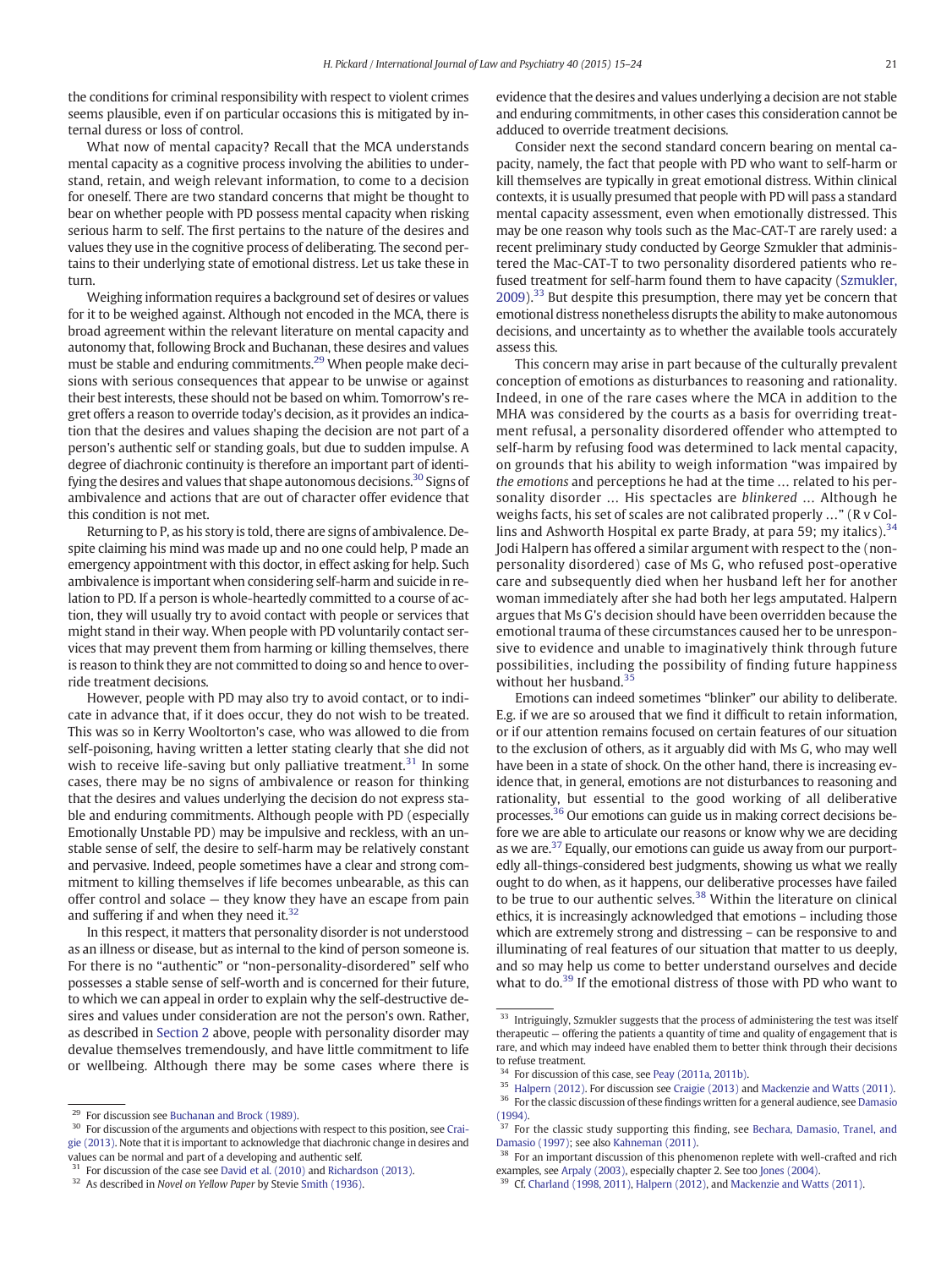the conditions for criminal responsibility with respect to violent crimes seems plausible, even if on particular occasions this is mitigated by internal duress or loss of control.

What now of mental capacity? Recall that the MCA understands mental capacity as a cognitive process involving the abilities to understand, retain, and weigh relevant information, to come to a decision for oneself. There are two standard concerns that might be thought to bear on whether people with PD possess mental capacity when risking serious harm to self. The first pertains to the nature of the desires and values they use in the cognitive process of deliberating. The second pertains to their underlying state of emotional distress. Let us take these in turn.

Weighing information requires a background set of desires or values for it to be weighed against. Although not encoded in the MCA, there is broad agreement within the relevant literature on mental capacity and autonomy that, following Brock and Buchanan, these desires and values must be stable and enduring commitments.[29] When people make decisions with serious consequences that appear to be unwise or against their best interests, these should not be based on whim. Tomorrow's regret offers a reason to override today's decision, as it provides an indication that the desires and values shaping the decision are not part of a person's authentic self or standing goals, but due to sudden impulse. A degree of diachronic continuity is therefore an important part of identifying the desires and values that shape autonomous decisions.[30] Signs of ambivalence and actions that are out of character offer evidence that this condition is not met.

Returning to P, as his story is told, there are signs of ambivalence. Despite claiming his mind was made up and no one could help, P made an emergency appointment with this doctor, in effect asking for help. Such ambivalence is important when considering self-harm and suicide in relation to PD. If a person is whole-heartedly committed to a course of action, they will usually try to avoid contact with people or services that might stand in their way. When people with PD voluntarily contact services that may prevent them from harming or killing themselves, there is reason to think they are not committed to doing so and hence to override treatment decisions.

However, people with PD may also try to avoid contact, or to indicate in advance that, if it does occur, they do not wish to be treated. This was so in Kerry Wooltorton's case, who was allowed to die from self-poisoning, having written a letter stating clearly that she did not wish to receive life-saving but only palliative treatment.[31] In some cases, there may be no signs of ambivalence or reason for thinking that the desires and values underlying the decision do not express stable and enduring commitments. Although people with PD (especially Emotionally Unstable PD) may be impulsive and reckless, with an unstable sense of self, the desire to self-harm may be relatively constant and pervasive. Indeed, people sometimes have a clear and strong commitment to killing themselves if life becomes unbearable, as this can offer control and solace — they know they have an escape from pain and suffering if and when they need it.[32]

In this respect, it matters that personality disorder is not understood as an illness or disease, but as internal to the kind of person someone is. For there is no "authentic" or "non-personality-disordered" self who possesses a stable sense of self-worth and is concerned for their future, to which we can appeal in order to explain why the self-destructive desires and values under consideration are not the person's own. Rather, as described in Section 2 above, people with personality disorder may devalue themselves tremendously, and have little commitment to life or wellbeing. Although there may be some cases where there is evidence that the desires and values underlying a decision are not stable and enduring commitments, in other cases this consideration cannot be adduced to override treatment decisions.

Consider next the second standard concern bearing on mental capacity, namely, the fact that people with PD who want to self-harm or kill themselves are typically in great emotional distress. Within clinical contexts, it is usually presumed that people with PD will pass a standard mental capacity assessment, even when emotionally distressed. This may be one reason why tools such as the Mac-CAT-T are rarely used: a recent preliminary study conducted by George Szmukler that administered the Mac-CAT-T to two personality disordered patients who refused treatment for self-harm found them to have capacity (Szmukler, 2009).[33] But despite this presumption, there may yet be concern that emotional distress nonetheless disrupts the ability to make autonomous decisions, and uncertainty as to whether the available tools accurately assess this.

This concern may arise in part because of the culturally prevalent conception of emotions as disturbances to reasoning and rationality. Indeed, in one of the rare cases where the MCA in addition to the MHA was considered by the courts as a basis for overriding treatment refusal, a personality disordered offender who attempted to self-harm by refusing food was determined to lack mental capacity, on grounds that his ability to weigh information "was impaired by *the emotions* and perceptions he had at the time … related to his personality disorder … His spectacles are *blinkered* … Although he weighs facts, his set of scales are not calibrated properly …" (R v Collins and Ashworth Hospital ex parte Brady, at para 59; my italics).[34] Jodi Halpern has offered a similar argument with respect to the (non-personality disordered) case of Ms G, who refused post-operative care and subsequently died when her husband left her for another woman immediately after she had both her legs amputated. Halpern argues that Ms G's decision should have been overridden because the emotional trauma of these circumstances caused her to be unresponsive to evidence and unable to imaginatively think through future possibilities, including the possibility of finding future happiness without her husband.[35]

Emotions can indeed sometimes "blinker" our ability to deliberate. E.g. if we are so aroused that we find it difficult to retain information, or if our attention remains focused on certain features of our situation to the exclusion of others, as it arguably did with Ms G, who may well have been in a state of shock. On the other hand, there is increasing evidence that, in general, emotions are not disturbances to reasoning and rationality, but essential to the good working of all deliberative processes.[36] Our emotions can guide us in making correct decisions before we are able to articulate our reasons or know why we are deciding as we are.[37] Equally, our emotions can guide us away from our purportedly all-things-considered best judgments, showing us what we really ought to do when, as it happens, our deliberative processes have failed to be true to our authentic selves.[38] Within the literature on clinical ethics, it is increasingly acknowledged that emotions – including those which are extremely strong and distressing – can be responsive to and illuminating of real features of our situation that matter to us deeply, and so may help us come to better understand ourselves and decide what to do.[39] If the emotional distress of those with PD who want to

---

[29] For discussion see Buchanan and Brock (1989).

[30] For discussion of the arguments and objections with respect to this position, see Craigie (2013). Note that it is important to acknowledge that diachronic change in desires and values can be normal and part of a developing and authentic self.

[31] For discussion of the case see David et al. (2010) and Richardson (2013).

[32] As described in *Novel on Yellow Paper* by Stevie Smith (1936).

[33] Intriguingly, Szmukler suggests that the process of administering the test was itself therapeutic — offering the patients a quantity of time and quality of engagement that is rare, and which may indeed have enabled them to better think through their decisions to refuse treatment.

[34] For discussion of this case, see Peay (2011a, 2011b).

[35] Halpern (2012). For discussion see Craigie (2013) and Mackenzie and Watts (2011).

[36] For the classic discussion of these findings written for a general audience, see Damasio (1994).

[37] For the classic study supporting this finding, see Bechara, Damasio, Tranel, and Damasio (1997); see also Kahneman (2011).

[38] For an important discussion of this phenomenon replete with well-crafted and rich examples, see Arpaly (2003), especially chapter 2. See too Jones (2004).

[39] Cf. Charland (1998, 2011), Halpern (2012), and Mackenzie and Watts (2011).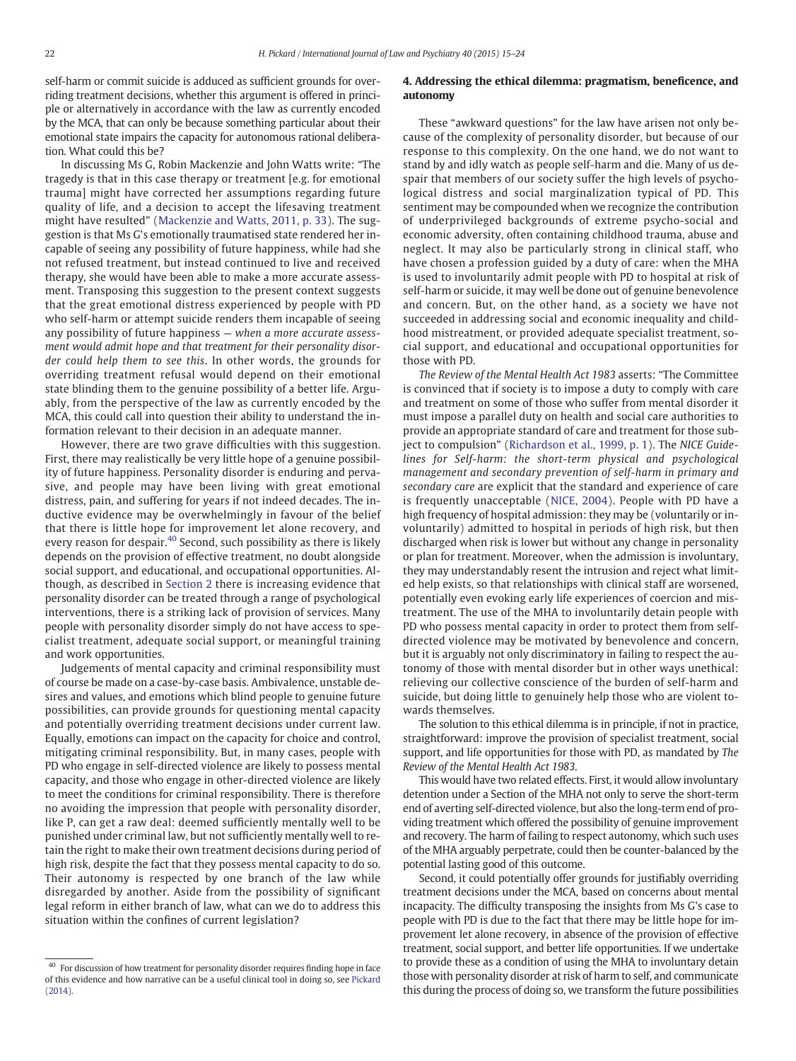self-harm or commit suicide is adduced as sufficient grounds for overriding treatment decisions, whether this argument is offered in principle or alternatively in accordance with the law as currently encoded by the MCA, that can only be because something particular about their emotional state impairs the capacity for autonomous rational deliberation. What could this be?

In discussing Ms G, Robin Mackenzie and John Watts write: "The tragedy is that in this case therapy or treatment [e.g. for emotional trauma] might have corrected her assumptions regarding future quality of life, and a decision to accept the lifesaving treatment might have resulted" (Mackenzie and Watts, 2011, p. 33). The suggestion is that Ms G's emotionally traumatised state rendered her incapable of seeing any possibility of future happiness, while had she not refused treatment, but instead continued to live and received therapy, she would have been able to make a more accurate assessment. Transposing this suggestion to the present context suggests that the great emotional distress experienced by people with PD who self-harm or attempt suicide renders them incapable of seeing any possibility of future happiness — *when a more accurate assessment would admit hope and that treatment for their personality disorder could help them to see this*. In other words, the grounds for overriding treatment refusal would depend on their emotional state blinding them to the genuine possibility of a better life. Arguably, from the perspective of the law as currently encoded by the MCA, this could call into question their ability to understand the information relevant to their decision in an adequate manner.

However, there are two grave difficulties with this suggestion. First, there may realistically be very little hope of a genuine possibility of future happiness. Personality disorder is enduring and pervasive, and people may have been living with great emotional distress, pain, and suffering for years if not indeed decades. The inductive evidence may be overwhelmingly in favour of the belief that there is little hope for improvement let alone recovery, and every reason for despair.[40] Second, such possibility as there is likely depends on the provision of effective treatment, no doubt alongside social support, and educational, and occupational opportunities. Although, as described in Section 2 there is increasing evidence that personality disorder can be treated through a range of psychological interventions, there is a striking lack of provision of services. Many people with personality disorder simply do not have access to specialist treatment, adequate social support, or meaningful training and work opportunities.

Judgements of mental capacity and criminal responsibility must of course be made on a case-by-case basis. Ambivalence, unstable desires and values, and emotions which blind people to genuine future possibilities, can provide grounds for questioning mental capacity and potentially overriding treatment decisions under current law. Equally, emotions can impact on the capacity for choice and control, mitigating criminal responsibility. But, in many cases, people with PD who engage in self-directed violence are likely to possess mental capacity, and those who engage in other-directed violence are likely to meet the conditions for criminal responsibility. There is therefore no avoiding the impression that people with personality disorder, like P, can get a raw deal: deemed sufficiently mentally well to be punished under criminal law, but not sufficiently mentally well to retain the right to make their own treatment decisions during period of high risk, despite the fact that they possess mental capacity to do so. Their autonomy is respected by one branch of the law while disregarded by another. Aside from the possibility of significant legal reform in either branch of law, what can we do to address this situation within the confines of current legislation?

## 4. Addressing the ethical dilemma: pragmatism, beneficence, and autonomy

These "awkward questions" for the law have arisen not only because of the complexity of personality disorder, but because of our response to this complexity. On the one hand, we do not want to stand by and idly watch as people self-harm and die. Many of us despair that members of our society suffer the high levels of psychological distress and social marginalization typical of PD. This sentiment may be compounded when we recognize the contribution of underprivileged backgrounds of extreme psycho-social and economic adversity, often containing childhood trauma, abuse and neglect. It may also be particularly strong in clinical staff, who have chosen a profession guided by a duty of care: when the MHA is used to involuntarily admit people with PD to hospital at risk of self-harm or suicide, it may well be done out of genuine benevolence and concern. But, on the other hand, as a society we have not succeeded in addressing social and economic inequality and childhood mistreatment, or provided adequate specialist treatment, social support, and educational and occupational opportunities for those with PD.

*The Review of the Mental Health Act 1983* asserts: "The Committee is convinced that if society is to impose a duty to comply with care and treatment on some of those who suffer from mental disorder it must impose a parallel duty on health and social care authorities to provide an appropriate standard of care and treatment for those subject to compulsion" (Richardson et al., 1999, p. 1). The *NICE Guidelines for Self-harm: the short-term physical and psychological management and secondary prevention of self-harm in primary and secondary care* are explicit that the standard and experience of care is frequently unacceptable (NICE, 2004). People with PD have a high frequency of hospital admission: they may be (voluntarily or involuntarily) admitted to hospital in periods of high risk, but then discharged when risk is lower but without any change in personality or plan for treatment. Moreover, when the admission is involuntary, they may understandably resent the intrusion and reject what limited help exists, so that relationships with clinical staff are worsened, potentially even evoking early life experiences of coercion and mistreatment. The use of the MHA to involuntarily detain people with PD who possess mental capacity in order to protect them from self-directed violence may be motivated by benevolence and concern, but it is arguably not only discriminatory in failing to respect the autonomy of those with mental disorder but in other ways unethical: relieving our collective conscience of the burden of self-harm and suicide, but doing little to genuinely help those who are violent towards themselves.

The solution to this ethical dilemma is in principle, if not in practice, straightforward: improve the provision of specialist treatment, social support, and life opportunities for those with PD, as mandated by *The Review of the Mental Health Act 1983*.

This would have two related effects. First, it would allow involuntary detention under a Section of the MHA not only to serve the short-term end of averting self-directed violence, but also the long-term end of providing treatment which offered the possibility of genuine improvement and recovery. The harm of failing to respect autonomy, which such uses of the MHA arguably perpetrate, could then be counter-balanced by the potential lasting good of this outcome.

Second, it could potentially offer grounds for justifiably overriding treatment decisions under the MCA, based on concerns about mental incapacity. The difficulty transposing the insights from Ms G's case to people with PD is due to the fact that there may be little hope for improvement let alone recovery, in absence of the provision of effective treatment, social support, and better life opportunities. If we undertake to provide these as a condition of using the MHA to involuntary detain those with personality disorder at risk of harm to self, and communicate this during the process of doing so, we transform the future possibilities

[40] For discussion of how treatment for personality disorder requires finding hope in face of this evidence and how narrative can be a useful clinical tool in doing so, see Pickard (2014).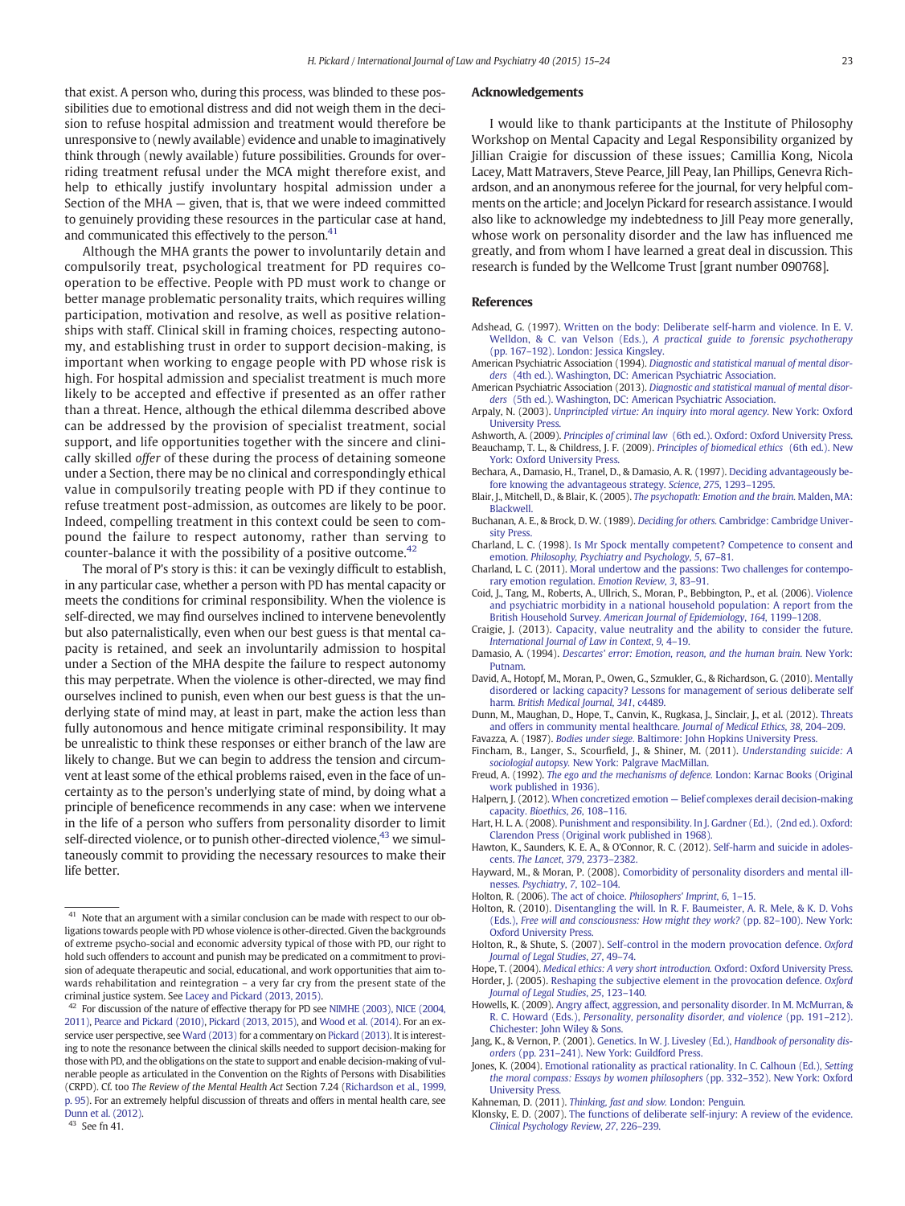that exist. A person who, during this process, was blinded to these possibilities due to emotional distress and did not weigh them in the decision to refuse hospital admission and treatment would therefore be unresponsive to (newly available) evidence and unable to imaginatively think through (newly available) future possibilities. Grounds for overriding treatment refusal under the MCA might therefore exist, and help to ethically justify involuntary hospital admission under a Section of the MHA — given, that is, that we were indeed committed to genuinely providing these resources in the particular case at hand, and communicated this effectively to the person.[41]

Although the MHA grants the power to involuntarily detain and compulsorily treat, psychological treatment for PD requires co-operation to be effective. People with PD must work to change or better manage problematic personality traits, which requires willing participation, motivation and resolve, as well as positive relationships with staff. Clinical skill in framing choices, respecting autonomy, and establishing trust in order to support decision-making, is important when working to engage people with PD whose risk is high. For hospital admission and specialist treatment is much more likely to be accepted and effective if presented as an offer rather than a threat. Hence, although the ethical dilemma described above can be addressed by the provision of specialist treatment, social support, and life opportunities together with the sincere and clinically skilled *offer* of these during the process of detaining someone under a Section, there may be no clinical and correspondingly ethical value in compulsorily treating people with PD if they continue to refuse treatment post-admission, as outcomes are likely to be poor. Indeed, compelling treatment in this context could be seen to compound the failure to respect autonomy, rather than serving to counter-balance it with the possibility of a positive outcome.[42]

The moral of P's story is this: it can be vexingly difficult to establish, in any particular case, whether a person with PD has mental capacity or meets the conditions for criminal responsibility. When the violence is self-directed, we may find ourselves inclined to intervene benevolently but also paternalistically, even when our best guess is that mental capacity is retained, and seek an involuntarily admission to hospital under a Section of the MHA despite the failure to respect autonomy this may perpetrate. When the violence is other-directed, we may find ourselves inclined to punish, even when our best guess is that the underlying state of mind may, at least in part, make the action less than fully autonomous and hence mitigate criminal responsibility. It may be unrealistic to think these responses or either branch of the law are likely to change. But we can begin to address the tension and circumvent at least some of the ethical problems raised, even in the face of uncertainty as to the person's underlying state of mind, by doing what a principle of beneficence recommends in any case: when we intervene in the life of a person who suffers from personality disorder to limit self-directed violence, or to punish other-directed violence,[43] we simultaneously commit to providing the necessary resources to make their life better.

[41] Note that an argument with a similar conclusion can be made with respect to our obligations towards people with PD whose violence is other-directed. Given the backgrounds of extreme psycho-social and economic adversity typical of those with PD, our right to hold such offenders to account and punish may be predicated on a commitment to provision of adequate therapeutic and social, educational, and work opportunities that aim towards rehabilitation and reintegration – a very far cry from the present state of the criminal justice system. See Lacey and Pickard (2013, 2015).

[42] For discussion of the nature of effective therapy for PD see NIMHE (2003), NICE (2004, 2011), Pearce and Pickard (2010), Pickard (2013, 2015), and Wood et al. (2014). For an ex-service user perspective, see Ward (2013) for a commentary on Pickard (2013). It is interesting to note the resonance between the clinical skills needed to support decision-making for those with PD, and the obligations on the state to support and enable decision-making of vulnerable people as articulated in the Convention on the Rights of Persons with Disabilities (CRPD). Cf. too *The Review of the Mental Health Act* Section 7.24 (Richardson et al., 1999, p. 95). For an extremely helpful discussion of threats and offers in mental health care, see Dunn et al. (2012).

[43] See fn 41.

## Acknowledgements

I would like to thank participants at the Institute of Philosophy Workshop on Mental Capacity and Legal Responsibility organized by Jillian Craigie for discussion of these issues; Camillia Kong, Nicola Lacey, Matt Matravers, Steve Pearce, Jill Peay, Ian Phillips, Genevra Richardson, and an anonymous referee for the journal, for very helpful comments on the article; and Jocelyn Pickard for research assistance. I would also like to acknowledge my indebtedness to Jill Peay more generally, whose work on personality disorder and the law has influenced me greatly, and from whom I have learned a great deal in discussion. This research is funded by the Wellcome Trust [grant number 090768].

## References

Adshead, G. (1997). Written on the body: Deliberate self-harm and violence. In E. V. Welldon, & C. van Velson (Eds.), *A practical guide to forensic psychotherapy* (pp. 167–192). London: Jessica Kingsley.

American Psychiatric Association (1994). *Diagnostic and statistical manual of mental disorders* (4th ed.). Washington, DC: American Psychiatric Association.

American Psychiatric Association (2013). *Diagnostic and statistical manual of mental disorders* (5th ed.). Washington, DC: American Psychiatric Association.

Arpaly, N. (2003). *Unprincipled virtue: An inquiry into moral agency.* New York: Oxford University Press.

Ashworth, A. (2009). *Principles of criminal law* (6th ed.). Oxford: Oxford University Press.

Beauchamp, T. L., & Childress, J. F. (2009). *Principles of biomedical ethics* (6th ed.). New York: Oxford University Press.

Bechara, A., Damasio, H., Tranel, D., & Damasio, A. R. (1997). Deciding advantageously before knowing the advantageous strategy. *Science*, *275*, 1293–1295.

Blair, J., Mitchell, D., & Blair, K. (2005). *The psychopath: Emotion and the brain.* Malden, MA: Blackwell.

Buchanan, A. E., & Brock, D. W. (1989). *Deciding for others.* Cambridge: Cambridge University Press.

Charland, L. C. (1998). Is Mr Spock mentally competent? Competence to consent and emotion. *Philosophy, Psychiatry and Psychology*, *5*, 67–81.

Charland, L. C. (2011). Moral undertow and the passions: Two challenges for contemporary emotion regulation. *Emotion Review*, *3*, 83–91.

Coid, J., Tang, M., Roberts, A., Ullrich, S., Moran, P., Bebbington, P., et al. (2006). Violence and psychiatric morbidity in a national household population: A report from the British Household Survey. *American Journal of Epidemiology*, *164*, 1199–1208.

Craigie, J. (2013). Capacity, value neutrality and the ability to consider the future. *International Journal of Law in Context*, *9*, 4–19.

Damasio, A. (1994). *Descartes' error: Emotion, reason, and the human brain.* New York: Putnam.

David, A., Hotopf, M., Moran, P., Owen, G., Szmukler, G., & Richardson, G. (2010). Mentally disordered or lacking capacity? Lessons for management of serious deliberate self harm. *British Medical Journal*, *341*, c4489.

Dunn, M., Maughan, D., Hope, T., Canvin, K., Rugkasa, J., Sinclair, J., et al. (2012). Threats and offers in community mental healthcare. *Journal of Medical Ethics*, *38*, 204–209.

Favazza, A. (1987). *Bodies under siege.* Baltimore: John Hopkins University Press.

Fincham, B., Langer, S., Scourfield, J., & Shiner, M. (2011). *Understanding suicide: A sociological autopsy.* New York: Palgrave MacMillan.

Freud, A. (1992). *The ego and the mechanisms of defence.* London: Karnac Books (Original work published in 1936).

Halpern, J. (2012). When concretized emotion — Belief complexes derail decision-making capacity. *Bioethics*, *26*, 108–116.

Hart, H. L. A. (2008). Punishment and responsibility. In J. Gardner (Ed.), (2nd ed.). Oxford: Clarendon Press (Original work published in 1968).

Hawton, K., Saunders, K. E. A., & O'Connor, R. C. (2012). Self-harm and suicide in adolescents. *The Lancet*, *379*, 2373–2382.

Hayward, M., & Moran, P. (2008). Comorbidity of personality disorders and mental illnesses. *Psychiatry*, *7*, 102–104.

Holton, R. (2006). The act of choice. *Philosophers' Imprint*, *6*, 1–15.

Holton, R. (2010). Disentangling the will. In R. F. Baumeister, A. R. Mele, & K. D. Vohs (Eds.), *Free will and consciousness: How might they work?* (pp. 82–100). New York: Oxford University Press.

Holton, R., & Shute, S. (2007). Self-control in the modern provocation defence. *Oxford Journal of Legal Studies*, *27*, 49–74.

Hope, T. (2004). *Medical ethics: A very short introduction.* Oxford: Oxford University Press.

Horder, J. (2005). Reshaping the subjective element in the provocation defence. *Oxford Journal of Legal Studies*, *25*, 123–140.

Howells, K. (2009). Angry affect, aggression, and personality disorder. In M. McMurran, & R. C. Howard (Eds.), *Personality, personality disorder, and violence* (pp. 191–212). Chichester: John Wiley & Sons.

Jang, K., & Vernon, P. (2001). Genetics. In W. J. Livesley (Ed.), *Handbook of personality disorders* (pp. 231–241). New York: Guildford Press.

Jones, K. (2004). Emotional rationality as practical rationality. In C. Calhoun (Ed.), *Setting the moral compass: Essays by women philosophers* (pp. 332–352). New York: Oxford University Press.

Kahneman, D. (2011). *Thinking, fast and slow.* London: Penguin.

Klonsky, E. D. (2007). The functions of deliberate self-injury: A review of the evidence. *Clinical Psychology Review*, *27*, 226–239.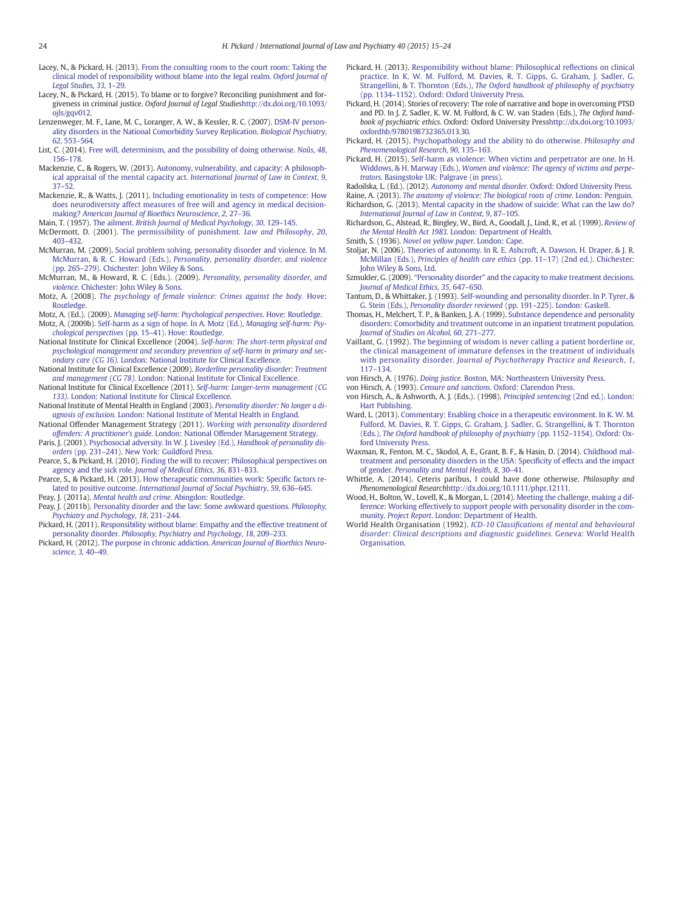Lacey, N., & Pickard, H. (2013). From the consulting room to the court room: Taking the clinical model of responsibility without blame into the legal realm. *Oxford Journal of Legal Studies*, *33*, 1–29.

Lacey, N., & Pickard, H. (2015). To blame or to forgive? Reconciling punishment and forgiveness in criminal justice. *Oxford Journal of Legal Studies*http://dx.doi.org/10.1093/ojls/gqv012.

Lenzenweger, M. F., Lane, M. C., Loranger, A. W., & Kessler, R. C. (2007). DSM-IV personality disorders in the National Comorbidity Survey Replication. *Biological Psychiatry*, *62*, 553–564.

List, C. (2014). Free will, determinism, and the possibility of doing otherwise. *Noûs*, *48*, 156–178.

Mackenzie, C., & Rogers, W. (2013). Autonomy, vulnerability, and capacity: A philosophical appraisal of the mental capacity act. *International Journal of Law in Context*, *9*, 37–52.

Mackenzie, R., & Watts, J. (2011). Including emotionality in tests of competence: How does neurodiversity affect measures of free will and agency in medical decision-making? *American Journal of Bioethics Neuroscience*, *2*, 27–36.

Main, T. (1957). The ailment. *British Journal of Medical Psychology*, *30*, 129–145.

McDermott, D. (2001). The permissibility of punishment. *Law and Philosophy*, *20*, 403–432.

McMurran, M. (2009). Social problem solving, personality disorder and violence. In M. McMurran, & R. C. Howard (Eds.), *Personality, personality disorder, and violence* (pp. 265–279). Chichester: John Wiley & Sons.

McMurran, M., & Howard, R. C. (Eds.). (2009). *Personality, personality disorder, and violence*. Chichester: John Wiley & Sons.

Motz, A. (2008). *The psychology of female violence: Crimes against the body*. Hove: Routledge.

Motz, A. (Ed.). (2009). *Managing self-harm: Psychological perspectives*. Hove: Routledge.

Motz, A. (2009b). Self-harm as a sign of hope. In A. Motz (Ed.), *Managing self-harm: Psychological perspectives* (pp. 15–41). Hove: Routledge.

National Institute for Clinical Excellence (2004). *Self-harm: The short-term physical and psychological management and secondary prevention of self-harm in primary and secondary care (CG 16)*. London: National Institute for Clinical Excellence.

National Institute for Clinical Excellence (2009). *Borderline personality disorder: Treatment and management (CG 78)*. London: National Institute for Clinical Excellence.

National Institute for Clinical Excellence (2011). *Self-harm: Longer-term management (CG 133)*. London: National Institute for Clinical Excellence.

National Institute of Mental Health in England (2003). *Personality disorder: No longer a diagnosis of exclusion*. London: National Institute of Mental Health in England.

National Offender Management Strategy (2011). *Working with personality disordered offenders: A practitioner's guide*. London: National Offender Management Strategy.

Paris, J. (2001). Psychosocial adversity. In W. J. Livesley (Ed.), *Handbook of personality disorders* (pp. 231–241). New York: Guildford Press.

Pearce, S., & Pickard, H. (2010). Finding the will to recover: Philosophical perspectives on agency and the sick role. *Journal of Medical Ethics*, *36*, 831–833.

Pearce, S., & Pickard, H. (2013). How therapeutic communities work: Specific factors related to positive outcome. *International Journal of Social Psychiatry*, *59*, 636–645.

Peay, J. (2011a). *Mental health and crime*. Abingdon: Routledge.

Peay, J. (2011b). Personality disorder and the law: Some awkward questions. *Philosophy, Psychiatry and Psychology*, *18*, 231–244.

Pickard, H. (2011). Responsibility without blame: Empathy and the effective treatment of personality disorder. *Philosophy, Psychiatry and Psychology*, *18*, 209–233.

Pickard, H. (2012). The purpose in chronic addiction. *American Journal of Bioethics Neuroscience*, *3*, 40–49.

Pickard, H. (2013). Responsibility without blame: Philosophical reflections on clinical practice. In K. W. M. Fulford, M. Davies, R. T. Gipps, G. Graham, J. Sadler, G. Strangellini, & T. Thornton (Eds.), *The Oxford handbook of philosophy of psychiatry* (pp. 1134–1152). Oxford: Oxford University Press.

Pickard, H. (2014). Stories of recovery: The role of narrative and hope in overcoming PTSD and PD. In J. Z. Sadler, K. W. M. Fulford, & C. W. van Staden (Eds.), *The Oxford handbook of psychiatric ethics*. Oxford: Oxford University Presshttp://dx.doi.org/10.1093/oxfordhb/9780198732365.013.30.

Pickard, H. (2015). Psychopathology and the ability to do otherwise. *Philosophy and Phenomenological Research*, *90*, 135–163.

Pickard, H. (2015). Self-harm as violence: When victim and perpetrator are one. In H. Widdows, & H. Marway (Eds.), *Women and violence: The agency of victims and perpetrators*. Basingstoke UK: Palgrave (in press).

Radoilska, L. (Ed.). (2012). *Autonomy and mental disorder*. Oxford: Oxford University Press.

Raine, A. (2013). *The anatomy of violence: The biological roots of crime*. London: Penguin.

Richardson, G. (2013). Mental capacity in the shadow of suicide: What can the law do? *International Journal of Law in Context*, *9*, 87–105.

Richardson, G., Alstead, R., Bingley, W., Bird, A., Goodall, J., Lind, R., et al. (1999). *Review of the Mental Health Act 1983*. London: Department of Health.

Smith, S. (1936). *Novel on yellow paper*. London: Cape.

Stoljar, N. (2006). Theories of autonomy. In R. E. Ashcroft, A. Dawson, H. Draper, & J. R. McMillan (Eds.), *Principles of health care ethics* (pp. 11–17) (2nd ed.). Chichester: John Wiley & Sons, Ltd.

Szmukler, G. (2009). "Personality disorder" and the capacity to make treatment decisions. *Journal of Medical Ethics*, *35*, 647–650.

Tantum, D., & Whittaker, J. (1993). Self-wounding and personality disorder. In P. Tyrer, & G. Stein (Eds.), *Personality disorder reviewed* (pp. 191–225). London: Gaskell.

Thomas, H., Melchert, T. P., & Banken, J. A. (1999). Substance dependence and personality disorders: Comorbidity and treatment outcome in an inpatient treatment population. *Journal of Studies on Alcohol*, *60*, 271–277.

Vaillant, G. (1992). The beginning of wisdom is never calling a patient borderline or, the clinical management of immature defenses in the treatment of individuals with personality disorder. *Journal of Psychotherapy Practice and Research*, *1*, 117–134.

von Hirsch, A. (1976). *Doing justice*. Boston, MA: Northeastern University Press.

von Hirsch, A. (1993). *Censure and sanctions*. Oxford: Clarendon Press.

von Hirsch, A., & Ashworth, A. J. (Eds.). (1998). *Principled sentencing* (2nd ed.). London: Hart Publishing.

Ward, L. (2013). Commentary: Enabling choice in a therapeutic environment. In K. W. M. Fulford, M. Davies, R. T. Gipps, G. Graham, J. Sadler, G. Strangellini, & T. Thornton (Eds.), *The Oxford handbook of philosophy of psychiatry* (pp. 1152–1154). Oxford: Oxford University Press.

Waxman, R., Fenton, M. C., Skodol, A. E., Grant, B. F., & Hasin, D. (2014). Childhood maltreatment and personality disorders in the USA: Specificity of effects and the impact of gender. *Personality and Mental Health*, *8*, 30–41.

Whittle, A. (2014). Ceteris paribus, I could have done otherwise. *Philosophy and Phenomenological Research*http://dx.doi.org/10.1111/phpr.12111.

Wood, H., Bolton, W., Lovell, K., & Morgan, L. (2014). Meeting the challenge, making a difference: Working effectively to support people with personality disorder in the community. *Project Report*. London: Department of Health.

World Health Organisation (1992). *ICD-10 Classifications of mental and behavioural disorder: Clinical descriptions and diagnostic guidelines*. Geneva: World Health Organisation.